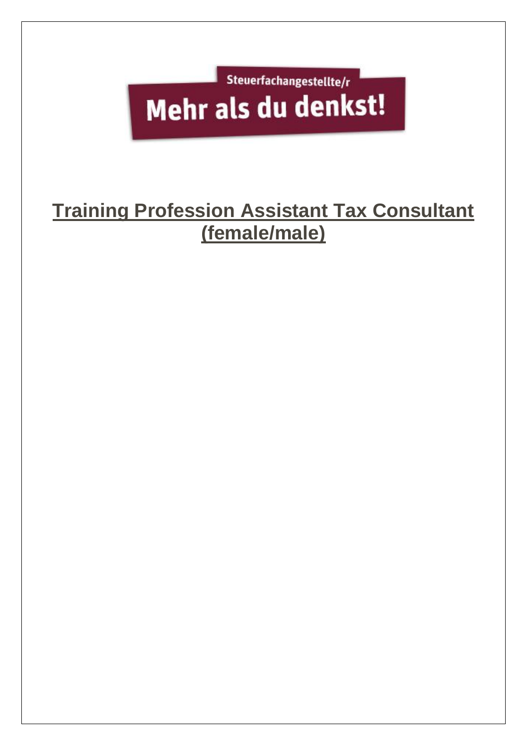Steuerfachangestellte/r

Mehr als du denkst!

# Training Profession Assistant Tax Consultant (female/male)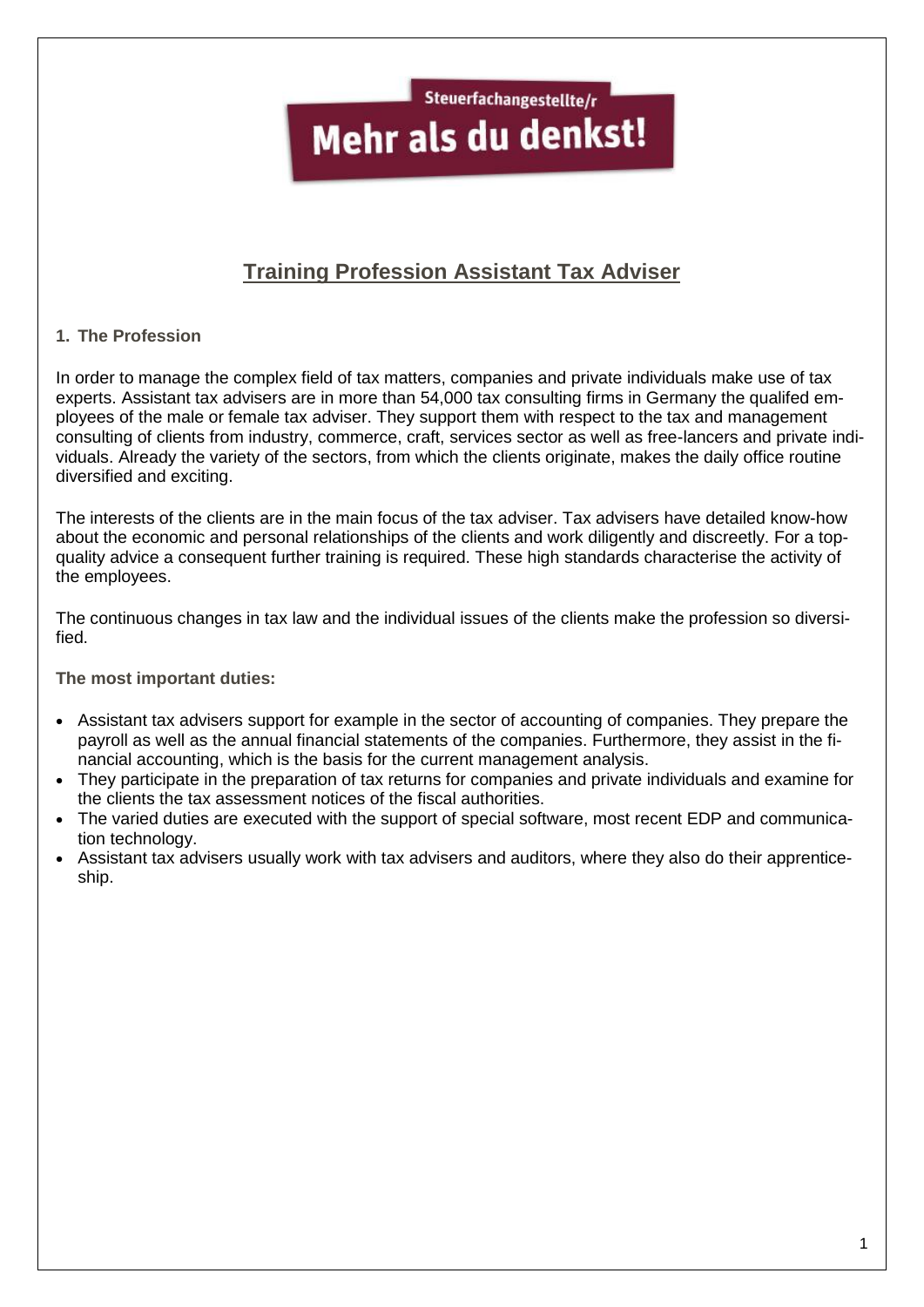Steuerfachangestellte/r

**Mehr als du denkst!**

## Training Profession Assistant Tax Adviser

### 1. The Profession

In order to manage the complex field of tax matters, companies and private individuals make use of tax experts. Assistant tax advisers are in more than 54,000 tax consulting firms in Germany the qualifed employees of the male or female tax adviser. They support them with respect to the tax and management consulting of clients from industry, commerce, craft, services sector as well as free-lancers and private individuals. Already the variety of the sectors, from which the clients originate, makes the daily office routine diversified and exciting.

The interests of the clients are in the main focus of the tax adviser. Tax advisers have detailed know-how about the economic and personal relationships of the clients and work diligently and discreetly. For a top-quality advice a consequent further training is required. These high standards characterise the activity of the employees.

The continuous changes in tax law and the individual issues of the clients make the profession so diversified.

**The most important duties:**

- Assistant tax advisers support for example in the sector of accounting of companies. They prepare the payroll as well as the annual financial statements of the companies. Furthermore, they assist in the financial accounting, which is the basis for the current management analysis.
- They participate in the preparation of tax returns for companies and private individuals and examine for the clients the tax assessment notices of the fiscal authorities.
- The varied duties are executed with the support of special software, most recent EDP and communication technology.
- Assistant tax advisers usually work with tax advisers and auditors, where they also do their apprenticeship.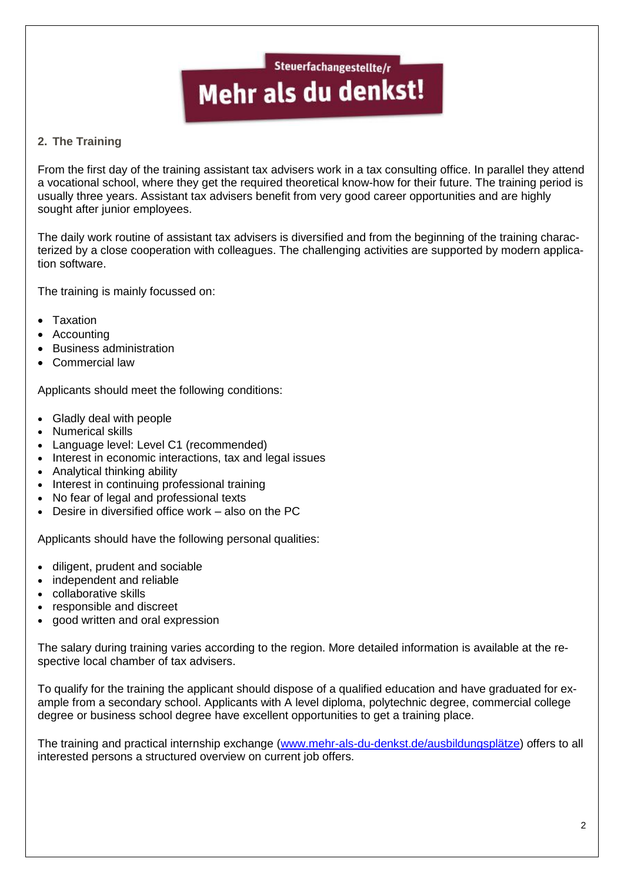Steuerfachangestellte/r

**Mehr als du denkst!**

## 2. The Training

From the first day of the training assistant tax advisers work in a tax consulting office. In parallel they attend a vocational school, where they get the required theoretical know-how for their future. The training period is usually three years. Assistant tax advisers benefit from very good career opportunities and are highly sought after junior employees.

The daily work routine of assistant tax advisers is diversified and from the beginning of the training characterized by a close cooperation with colleagues. The challenging activities are supported by modern application software.

The training is mainly focussed on:

- Taxation
- Accounting
- Business administration
- Commercial law

Applicants should meet the following conditions:

- Gladly deal with people
- Numerical skills
- Language level: Level C1 (recommended)
- Interest in economic interactions, tax and legal issues
- Analytical thinking ability
- Interest in continuing professional training
- No fear of legal and professional texts
- Desire in diversified office work – also on the PC

Applicants should have the following personal qualities:

- diligent, prudent and sociable
- independent and reliable
- collaborative skills
- responsible and discreet
- good written and oral expression

The salary during training varies according to the region. More detailed information is available at the respective local chamber of tax advisers.

To qualify for the training the applicant should dispose of a qualified education and have graduated for example from a secondary school. Applicants with A level diploma, polytechnic degree, commercial college degree or business school degree have excellent opportunities to get a training place.

The training and practical internship exchange (www.mehr-als-du-denkst.de/ausbildungsplätze) offers to all interested persons a structured overview on current job offers.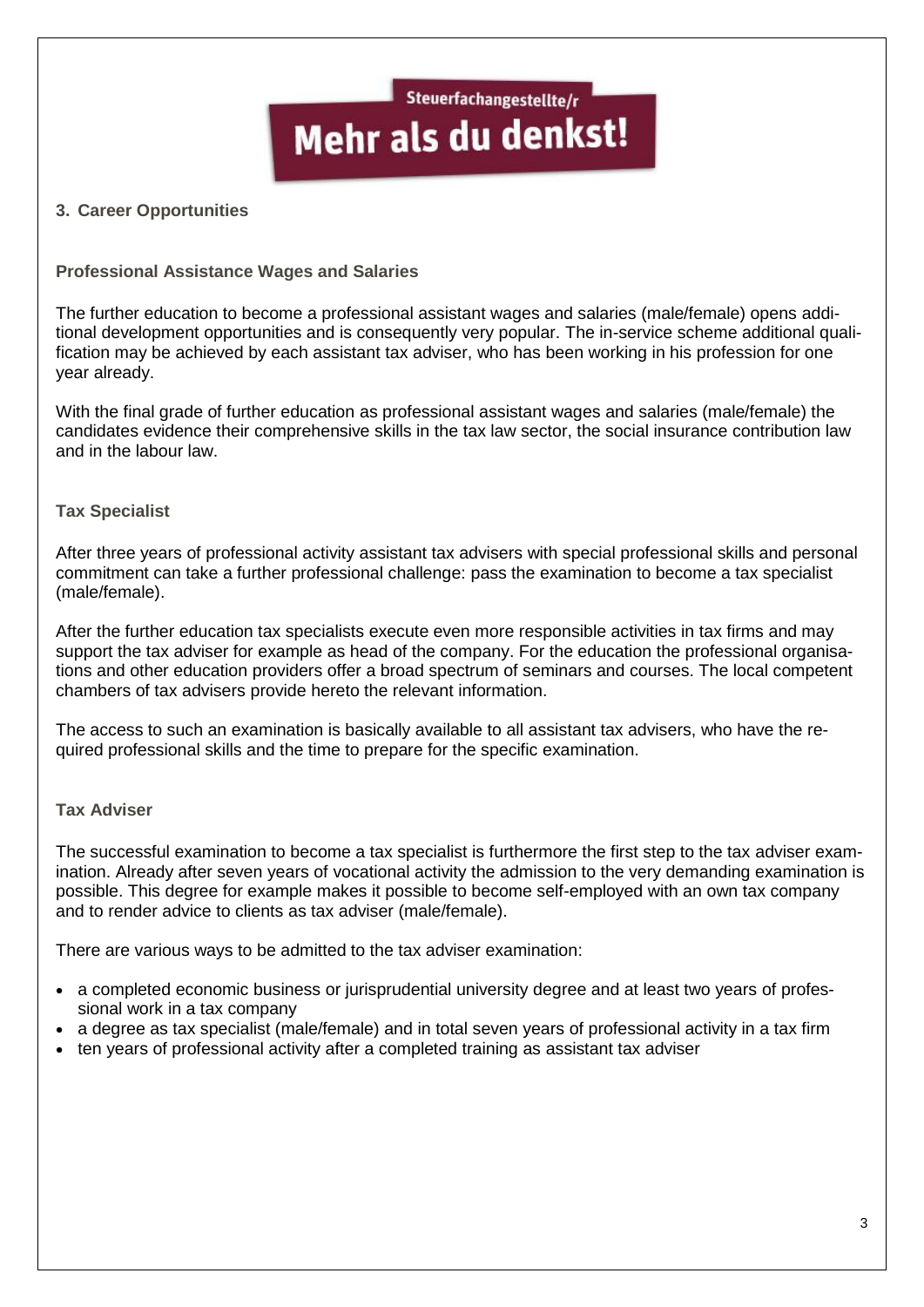Steuerfachangestellte/r

**Mehr als du denkst!**

## 3. Career Opportunities

### Professional Assistance Wages and Salaries

The further education to become a professional assistant wages and salaries (male/female) opens additional development opportunities and is consequently very popular. The in-service scheme additional qualification may be achieved by each assistant tax adviser, who has been working in his profession for one year already.

With the final grade of further education as professional assistant wages and salaries (male/female) the candidates evidence their comprehensive skills in the tax law sector, the social insurance contribution law and in the labour law.

### Tax Specialist

After three years of professional activity assistant tax advisers with special professional skills and personal commitment can take a further professional challenge: pass the examination to become a tax specialist (male/female).

After the further education tax specialists execute even more responsible activities in tax firms and may support the tax adviser for example as head of the company. For the education the professional organisations and other education providers offer a broad spectrum of seminars and courses. The local competent chambers of tax advisers provide hereto the relevant information.

The access to such an examination is basically available to all assistant tax advisers, who have the required professional skills and the time to prepare for the specific examination.

### Tax Adviser

The successful examination to become a tax specialist is furthermore the first step to the tax adviser examination. Already after seven years of vocational activity the admission to the very demanding examination is possible. This degree for example makes it possible to become self-employed with an own tax company and to render advice to clients as tax adviser (male/female).

There are various ways to be admitted to the tax adviser examination:

- a completed economic business or jurisprudential university degree and at least two years of professional work in a tax company
- a degree as tax specialist (male/female) and in total seven years of professional activity in a tax firm
- ten years of professional activity after a completed training as assistant tax adviser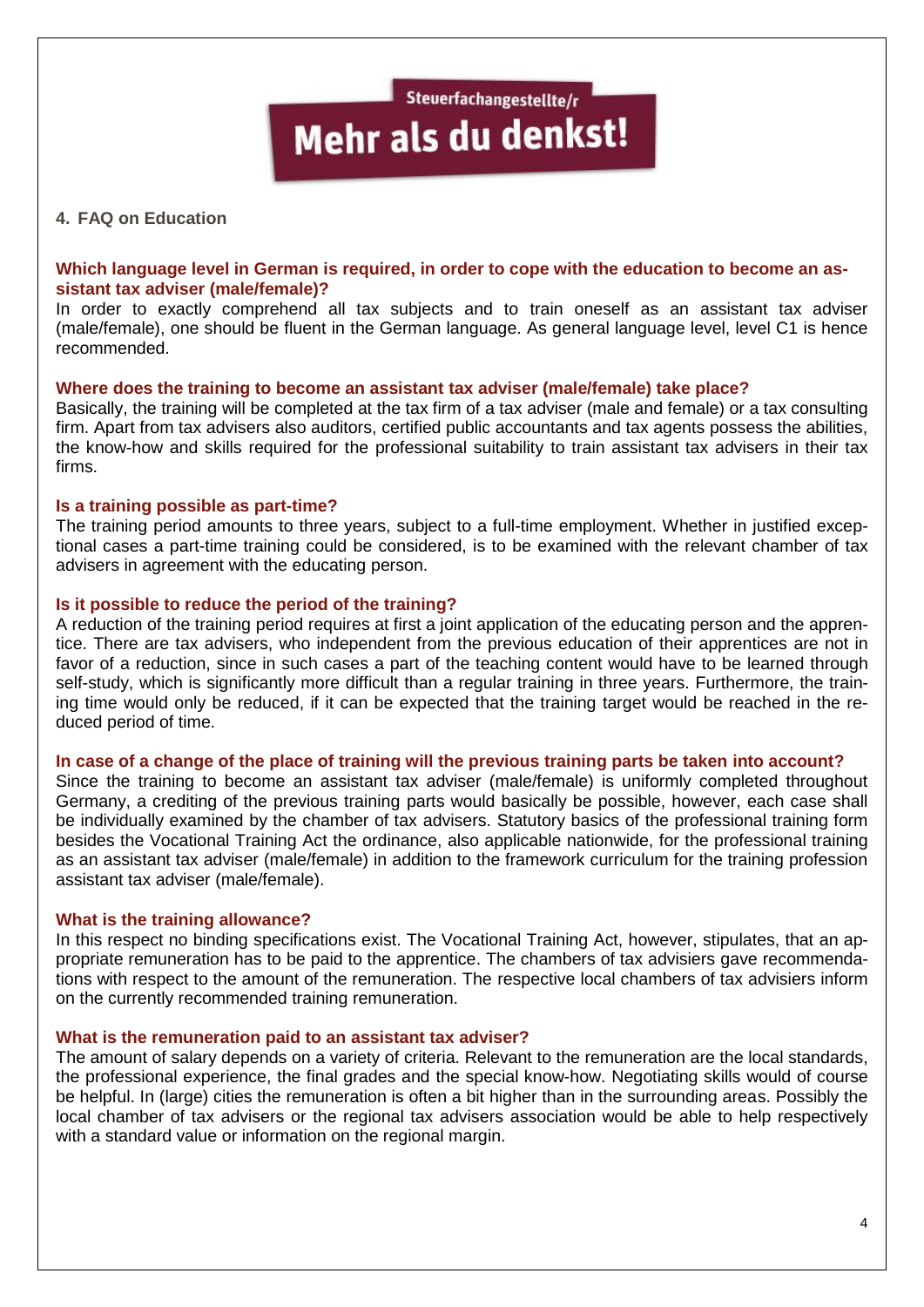Steuerfachangestellte/r

**Mehr als du denkst!**

## 4. FAQ on Education

### Which language level in German is required, in order to cope with the education to become an assistant tax adviser (male/female)?

In order to exactly comprehend all tax subjects and to train oneself as an assistant tax adviser (male/female), one should be fluent in the German language. As general language level, level C1 is hence recommended.

### Where does the training to become an assistant tax adviser (male/female) take place?

Basically, the training will be completed at the tax firm of a tax adviser (male and female) or a tax consulting firm. Apart from tax advisers also auditors, certified public accountants and tax agents possess the abilities, the know-how and skills required for the professional suitability to train assistant tax advisers in their tax firms.

### Is a training possible as part-time?

The training period amounts to three years, subject to a full-time employment. Whether in justified exceptional cases a part-time training could be considered, is to be examined with the relevant chamber of tax advisers in agreement with the educating person.

### Is it possible to reduce the period of the training?

A reduction of the training period requires at first a joint application of the educating person and the apprentice. There are tax advisers, who independent from the previous education of their apprentices are not in favor of a reduction, since in such cases a part of the teaching content would have to be learned through self-study, which is significantly more difficult than a regular training in three years. Furthermore, the training time would only be reduced, if it can be expected that the training target would be reached in the reduced period of time.

### In case of a change of the place of training will the previous training parts be taken into account?

Since the training to become an assistant tax adviser (male/female) is uniformly completed throughout Germany, a crediting of the previous training parts would basically be possible, however, each case shall be individually examined by the chamber of tax advisers. Statutory basics of the professional training form besides the Vocational Training Act the ordinance, also applicable nationwide, for the professional training as an assistant tax adviser (male/female) in addition to the framework curriculum for the training profession assistant tax adviser (male/female).

### What is the training allowance?

In this respect no binding specifications exist. The Vocational Training Act, however, stipulates, that an appropriate remuneration has to be paid to the apprentice. The chambers of tax advisiers gave recommendations with respect to the amount of the remuneration. The respective local chambers of tax advisiers inform on the currently recommended training remuneration.

### What is the remuneration paid to an assistant tax adviser?

The amount of salary depends on a variety of criteria. Relevant to the remuneration are the local standards, the professional experience, the final grades and the special know-how. Negotiating skills would of course be helpful. In (large) cities the remuneration is often a bit higher than in the surrounding areas. Possibly the local chamber of tax advisers or the regional tax advisers association would be able to help respectively with a standard value or information on the regional margin.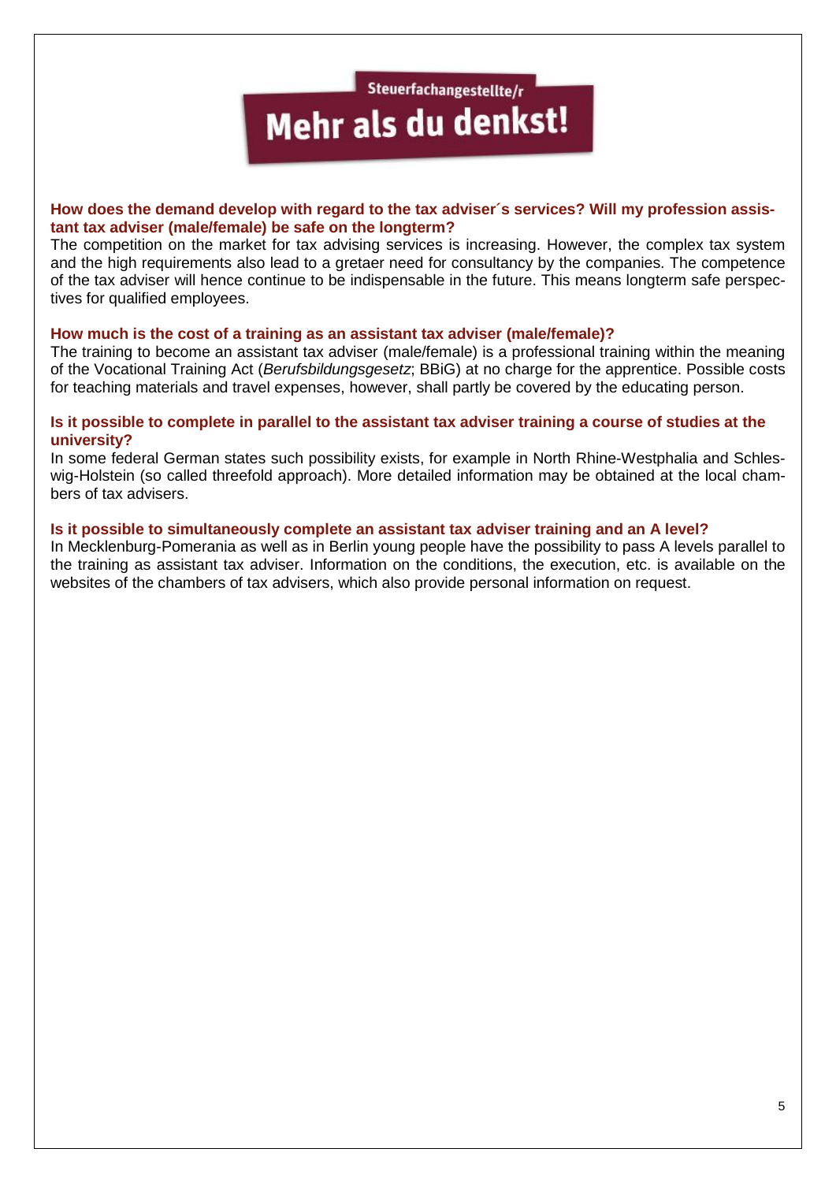Steuerfachangestellte/r

**Mehr als du denkst!**

### How does the demand develop with regard to the tax adviser´s services? Will my profession assistant tax adviser (male/female) be safe on the longterm?

The competition on the market for tax advising services is increasing. However, the complex tax system and the high requirements also lead to a gretaer need for consultancy by the companies. The competence of the tax adviser will hence continue to be indispensable in the future. This means longterm safe perspectives for qualified employees.

### How much is the cost of a training as an assistant tax adviser (male/female)?

The training to become an assistant tax adviser (male/female) is a professional training within the meaning of the Vocational Training Act (*Berufsbildungsgesetz*; BBiG) at no charge for the apprentice. Possible costs for teaching materials and travel expenses, however, shall partly be covered by the educating person.

### Is it possible to complete in parallel to the assistant tax adviser training a course of studies at the university?

In some federal German states such possibility exists, for example in North Rhine-Westphalia and Schleswig-Holstein (so called threefold approach). More detailed information may be obtained at the local chambers of tax advisers.

### Is it possible to simultaneously complete an assistant tax adviser training and an A level?

In Mecklenburg-Pomerania as well as in Berlin young people have the possibility to pass A levels parallel to the training as assistant tax adviser. Information on the conditions, the execution, etc. is available on the websites of the chambers of tax advisers, which also provide personal information on request.